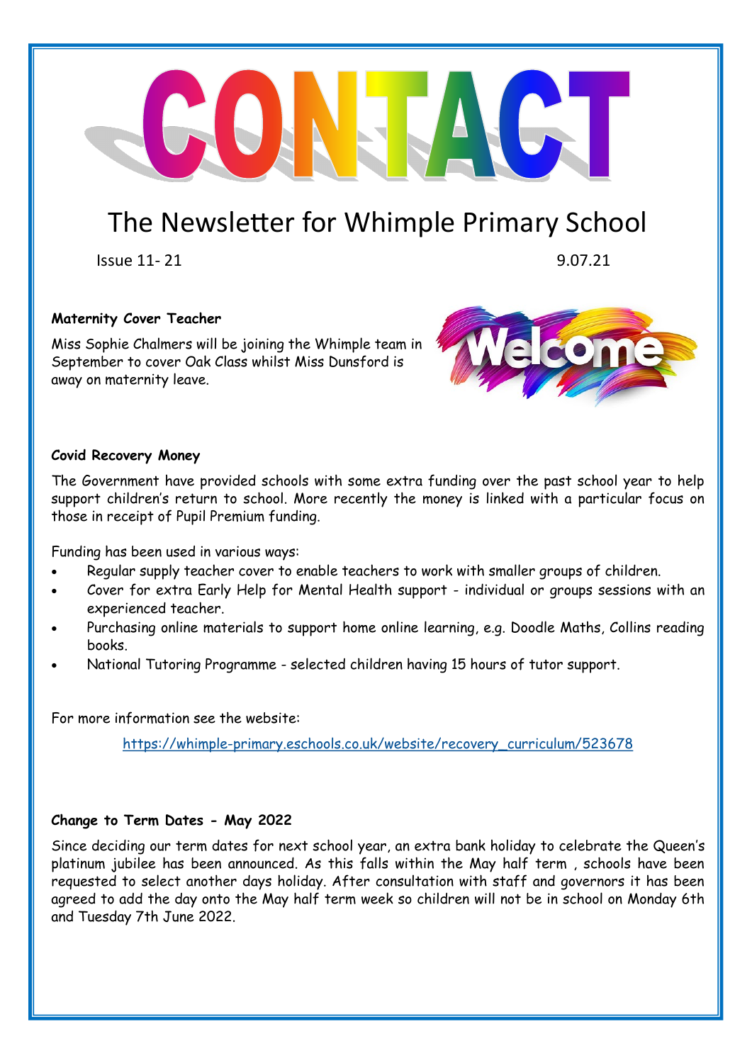# CONTACT

## The Newsletter for Whimple Primary School

Issue 11- 21 9.07.21

**Maternity Cover Teacher**

Miss Sophie Chalmers will be joining the Whimple team in September to cover Oak Class whilst Miss Dunsford is away on maternity leave.

**Covid Recovery Money**

The Government have provided schools with some extra funding over the past school year to help support children's return to school. More recently the money is linked with a particular focus on those in receipt of Pupil Premium funding.

Funding has been used in various ways:

- Regular supply teacher cover to enable teachers to work with smaller groups of children.
- Cover for extra Early Help for Mental Health support - individual or groups sessions with an experienced teacher.
- Purchasing online materials to support home online learning, e.g. Doodle Maths, Collins reading books.
- National Tutoring Programme - selected children having 15 hours of tutor support.

For more information see the website:

https://whimple-primary.eschools.co.uk/website/recovery_curriculum/523678

**Change to Term Dates - May 2022**

Since deciding our term dates for next school year, an extra bank holiday to celebrate the Queen's platinum jubilee has been announced. As this falls within the May half term , schools have been requested to select another days holiday. After consultation with staff and governors it has been agreed to add the day onto the May half term week so children will not be in school on Monday 6th and Tuesday 7th June 2022.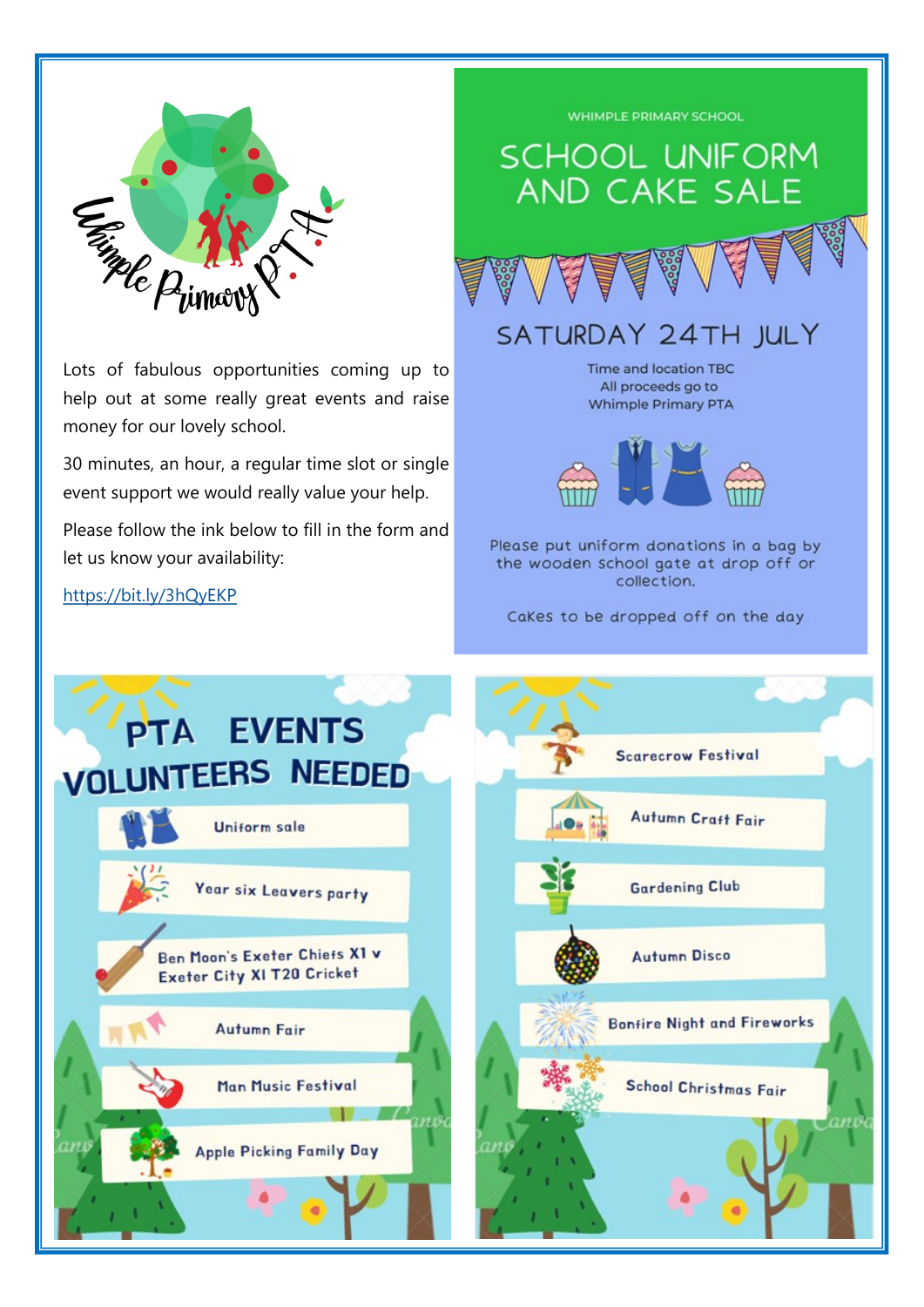Lots of fabulous opportunities coming up to help out at some really great events and raise money for our lovely school.

30 minutes, an hour, a regular time slot or single event support we would really value your help.

Please follow the ink below to fill in the form and let us know your availability:

https://bit.ly/3hQyEKP

WHIMPLE PRIMARY SCHOOL

# SCHOOL UNIFORM AND CAKE SALE

## SATURDAY 24TH JULY

Time and location TBC
All proceeds go to
Whimple Primary PTA

Please put uniform donations in a bag by the wooden school gate at drop off or collection.

Cakes to be dropped off on the day

# PTA EVENTS VOLUNTEERS NEEDED

- Uniform sale
- Year six Leavers party
- Ben Moon's Exeter Chiefs XI v Exeter City XI T20 Cricket
- Autumn Fair
- Man Music Festival
- Apple Picking Family Day
- Scarecrow Festival
- Autumn Craft Fair
- Gardening Club
- Autumn Disco
- Bonfire Night and Fireworks
- School Christmas Fair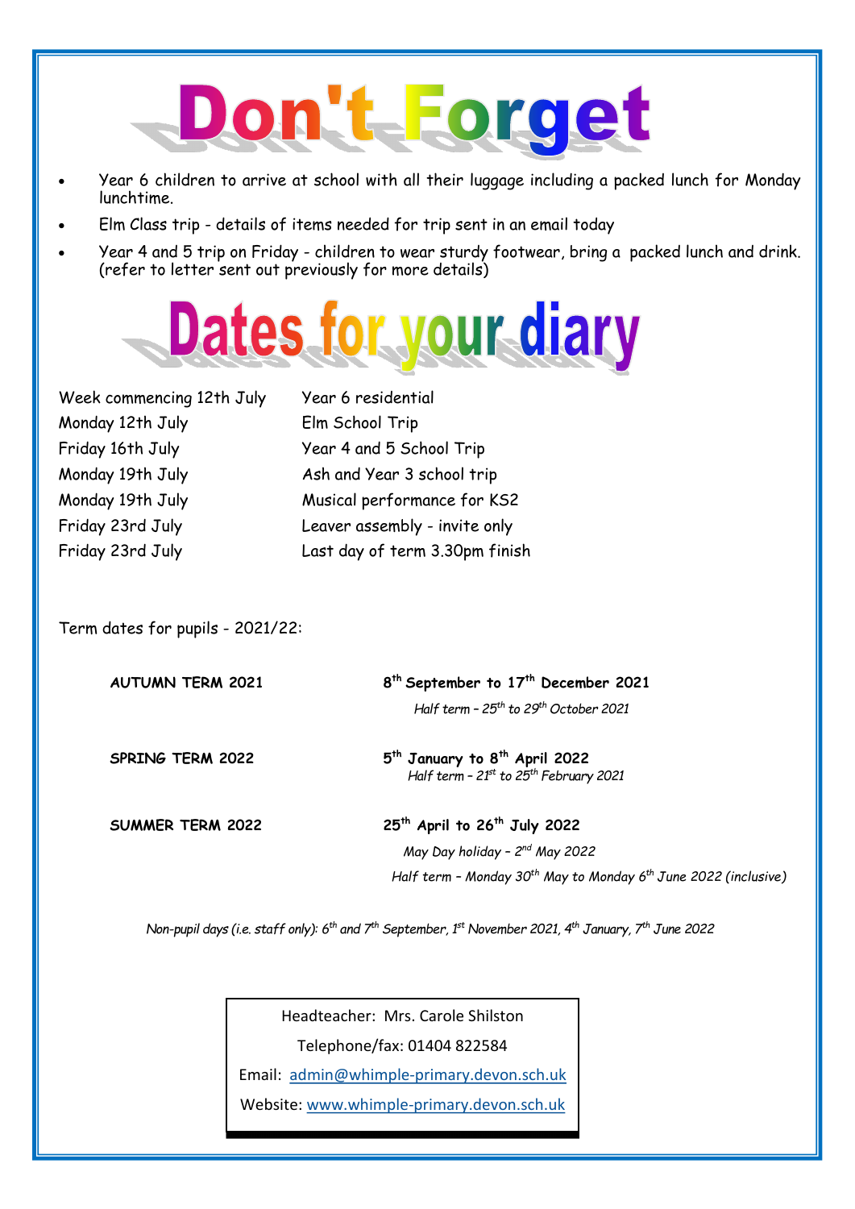# Don't Forget

- Year 6 children to arrive at school with all their luggage including a packed lunch for Monday lunchtime.
- Elm Class trip - details of items needed for trip sent in an email today
- Year 4 and 5 trip on Friday - children to wear sturdy footwear, bring a packed lunch and drink. (refer to letter sent out previously for more details)

# Dates for your diary

| | |
|---|---|
| Week commencing 12th July | Year 6 residential |
| Monday 12th July | Elm School Trip |
| Friday 16th July | Year 4 and 5 School Trip |
| Monday 19th July | Ash and Year 3 school trip |
| Monday 19th July | Musical performance for KS2 |
| Friday 23rd July | Leaver assembly - invite only |
| Friday 23rd July | Last day of term 3.30pm finish |

Term dates for pupils - 2021/22:

| | |
|---|---|
| **AUTUMN TERM 2021** | **8th September to 17th December 2021**<br>*Half term – 25th to 29th October 2021* |
| **SPRING TERM 2022** | **5th January to 8th April 2022**<br>*Half term – 21st to 25th February 2021* |
| **SUMMER TERM 2022** | **25th April to 26th July 2022**<br>*May Day holiday – 2nd May 2022*<br>*Half term – Monday 30th May to Monday 6th June 2022 (inclusive)* |

*Non-pupil days (i.e. staff only): 6th and 7th September, 1st November 2021, 4th January, 7th June 2022*

Headteacher: Mrs. Carole Shilston

Telephone/fax: 01404 822584

Email: admin@whimple-primary.devon.sch.uk

Website: www.whimple-primary.devon.sch.uk